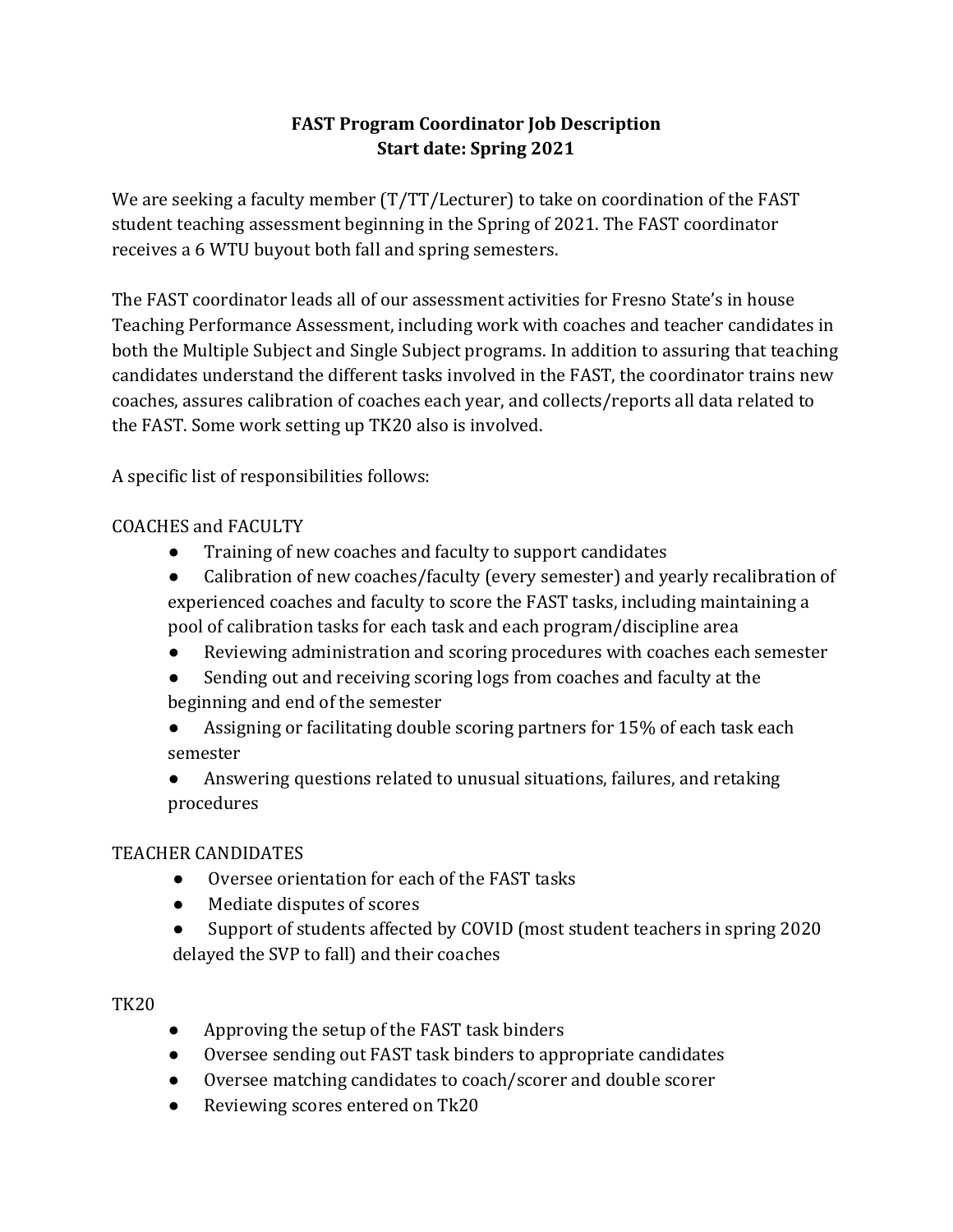# FAST Program Coordinator Job Description
## Start date: Spring 2021

We are seeking a faculty member (T/TT/Lecturer) to take on coordination of the FAST student teaching assessment beginning in the Spring of 2021. The FAST coordinator receives a 6 WTU buyout both fall and spring semesters.

The FAST coordinator leads all of our assessment activities for Fresno State's in house Teaching Performance Assessment, including work with coaches and teacher candidates in both the Multiple Subject and Single Subject programs. In addition to assuring that teaching candidates understand the different tasks involved in the FAST, the coordinator trains new coaches, assures calibration of coaches each year, and collects/reports all data related to the FAST. Some work setting up TK20 also is involved.

A specific list of responsibilities follows:

COACHES and FACULTY

- Training of new coaches and faculty to support candidates
- Calibration of new coaches/faculty (every semester) and yearly recalibration of experienced coaches and faculty to score the FAST tasks, including maintaining a pool of calibration tasks for each task and each program/discipline area
- Reviewing administration and scoring procedures with coaches each semester
- Sending out and receiving scoring logs from coaches and faculty at the beginning and end of the semester
- Assigning or facilitating double scoring partners for 15% of each task each semester
- Answering questions related to unusual situations, failures, and retaking procedures

TEACHER CANDIDATES

- Oversee orientation for each of the FAST tasks
- Mediate disputes of scores
- Support of students affected by COVID (most student teachers in spring 2020 delayed the SVP to fall) and their coaches

TK20

- Approving the setup of the FAST task binders
- Oversee sending out FAST task binders to appropriate candidates
- Oversee matching candidates to coach/scorer and double scorer
- Reviewing scores entered on Tk20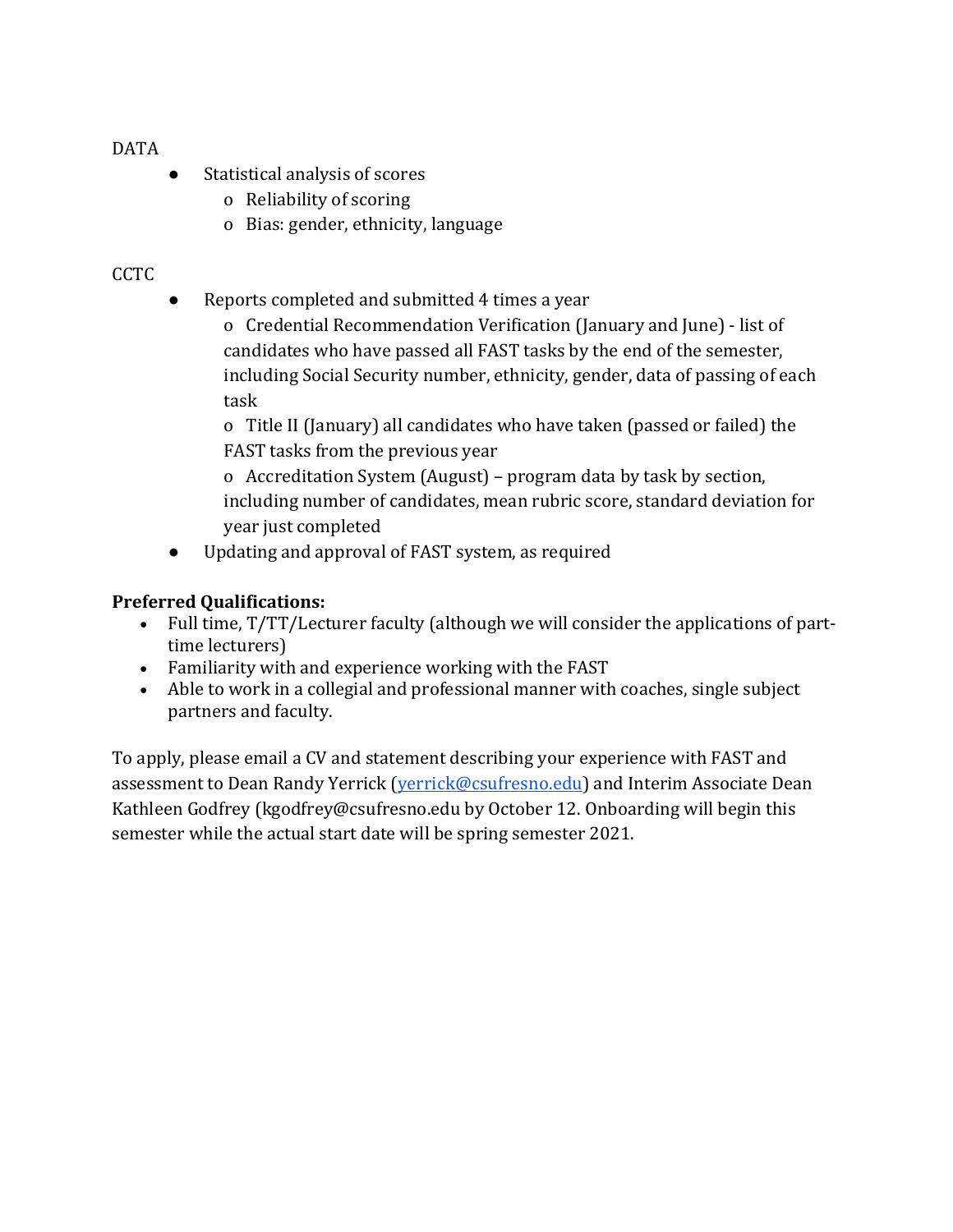DATA

- Statistical analysis of scores
  - Reliability of scoring
  - Bias: gender, ethnicity, language

CCTC

- Reports completed and submitted 4 times a year
  - Credential Recommendation Verification (January and June) - list of candidates who have passed all FAST tasks by the end of the semester, including Social Security number, ethnicity, gender, data of passing of each task
  - Title II (January) all candidates who have taken (passed or failed) the FAST tasks from the previous year
  - Accreditation System (August) – program data by task by section, including number of candidates, mean rubric score, standard deviation for year just completed
- Updating and approval of FAST system, as required

**Preferred Qualifications:**

- Full time, T/TT/Lecturer faculty (although we will consider the applications of part-time lecturers)
- Familiarity with and experience working with the FAST
- Able to work in a collegial and professional manner with coaches, single subject partners and faculty.

To apply, please email a CV and statement describing your experience with FAST and assessment to Dean Randy Yerrick (yerrick@csufresno.edu) and Interim Associate Dean Kathleen Godfrey (kgodfrey@csufresno.edu by October 12. Onboarding will begin this semester while the actual start date will be spring semester 2021.